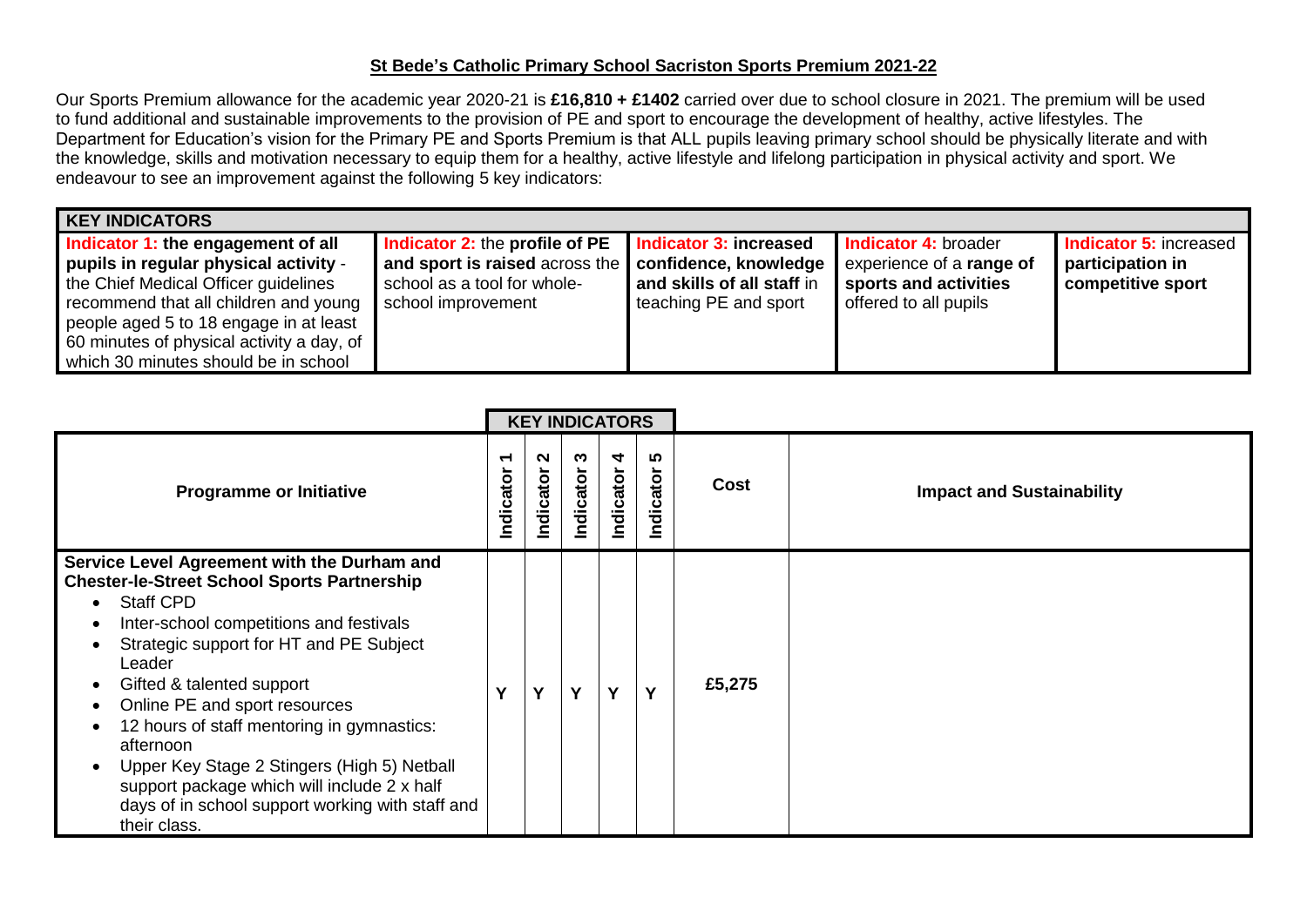## St Bede's Catholic Primary School Sacriston Sports Premium 2021-22

Our Sports Premium allowance for the academic year 2020-21 is **£16,810 + £1402** carried over due to school closure in 2021. The premium will be used to fund additional and sustainable improvements to the provision of PE and sport to encourage the development of healthy, active lifestyles. The Department for Education's vision for the Primary PE and Sports Premium is that ALL pupils leaving primary school should be physically literate and with the knowledge, skills and motivation necessary to equip them for a healthy, active lifestyle and lifelong participation in physical activity and sport. We endeavour to see an improvement against the following 5 key indicators:

| KEY INDICATORS | | | | |
|---|---|---|---|---|
| **Indicator 1: the engagement of all pupils in regular physical activity** - the Chief Medical Officer guidelines recommend that all children and young people aged 5 to 18 engage in at least 60 minutes of physical activity a day, of which 30 minutes should be in school | **Indicator 2:** the **profile of PE and sport is raised** across the school as a tool for whole-school improvement | **Indicator 3: increased confidence, knowledge and skills of all staff** in teaching PE and sport | **Indicator 4:** broader experience of a **range of sports and activities** offered to all pupils | **Indicator 5:** increased **participation in competitive sport** |

| Programme or Initiative | KEY INDICATORS | | | | | Cost | Impact and Sustainability |
|---|---|---|---|---|---|---|---|
| | Indicator 1 | Indicator 2 | Indicator 3 | Indicator 4 | Indicator 5 | | |
| **Service Level Agreement with the Durham and Chester-le-Street School Sports Partnership**<br>• Staff CPD<br>• Inter-school competitions and festivals<br>• Strategic support for HT and PE Subject Leader<br>• Gifted & talented support<br>• Online PE and sport resources<br>• 12 hours of staff mentoring in gymnastics: afternoon<br>• Upper Key Stage 2 Stingers (High 5) Netball support package which will include 2 x half days of in school support working with staff and their class. | Y | Y | Y | Y | Y | £5,275 | |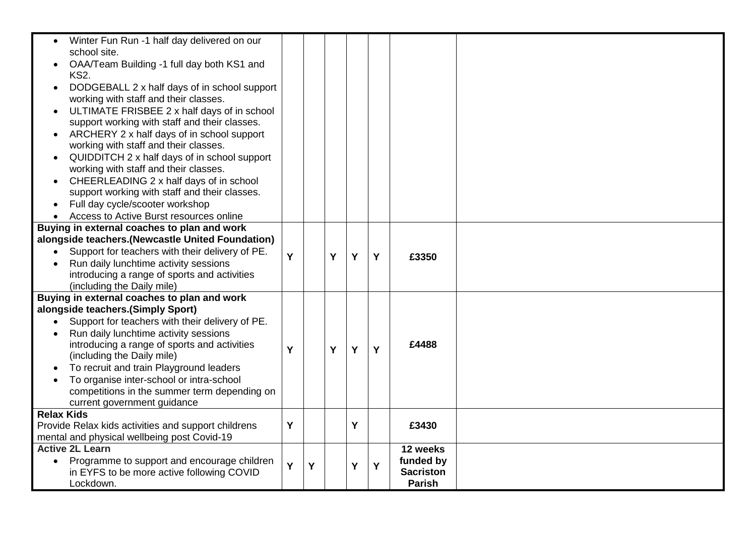| | | | | | | | |
|---|---|---|---|---|---|---|---|
| • Winter Fun Run -1 half day delivered on our school site.<br>• OAA/Team Building -1 full day both KS1 and KS2.<br>• DODGEBALL 2 x half days of in school support working with staff and their classes.<br>• ULTIMATE FRISBEE 2 x half days of in school support working with staff and their classes.<br>• ARCHERY 2 x half days of in school support working with staff and their classes.<br>• QUIDDITCH 2 x half days of in school support working with staff and their classes.<br>• CHEERLEADING 2 x half days of in school support working with staff and their classes.<br>• Full day cycle/scooter workshop<br>• Access to Active Burst resources online | | | | | | | |
| **Buying in external coaches to plan and work alongside teachers.(Newcastle United Foundation)**<br>• Support for teachers with their delivery of PE.<br>• Run daily lunchtime activity sessions introducing a range of sports and activities (including the Daily mile) | Y | | Y | Y | Y | **£3350** | |
| **Buying in external coaches to plan and work alongside teachers.(Simply Sport)**<br>• Support for teachers with their delivery of PE.<br>• Run daily lunchtime activity sessions introducing a range of sports and activities (including the Daily mile)<br>• To recruit and train Playground leaders<br>• To organise inter-school or intra-school competitions in the summer term depending on current government guidance | Y | | Y | Y | Y | **£4488** | |
| **Relax Kids**<br>Provide Relax kids activities and support childrens mental and physical wellbeing post Covid-19 | Y | | | Y | | **£3430** | |
| **Active 2L Learn**<br>• Programme to support and encourage children in EYFS to be more active following COVID Lockdown. | Y | Y | | Y | Y | **12 weeks funded by Sacriston Parish** | |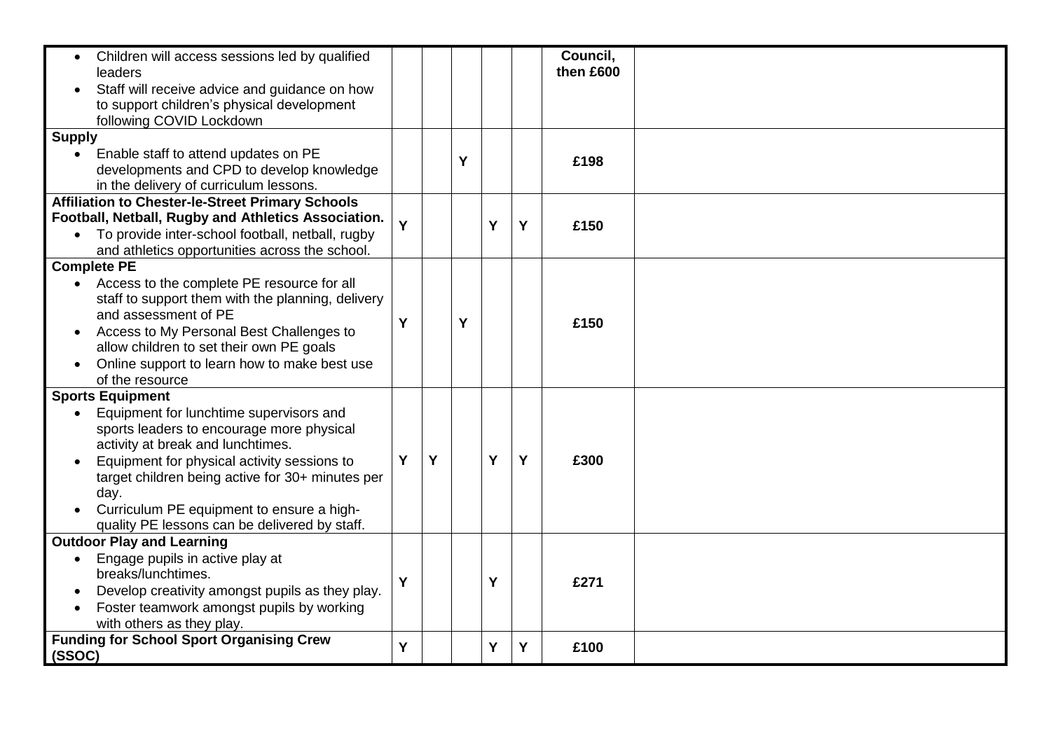| | | | | | | | |
|---|---|---|---|---|---|---|---|
| • Children will access sessions led by qualified leaders<br>• Staff will receive advice and guidance on how to support children's physical development following COVID Lockdown | | | | | | **Council, then £600** | |
| **Supply**<br>• Enable staff to attend updates on PE developments and CPD to develop knowledge in the delivery of curriculum lessons. | | | **Y** | | | **£198** | |
| **Affiliation to Chester-le-Street Primary Schools Football, Netball, Rugby and Athletics Association.**<br>• To provide inter-school football, netball, rugby and athletics opportunities across the school. | **Y** | | | **Y** | **Y** | **£150** | |
| **Complete PE**<br>• Access to the complete PE resource for all staff to support them with the planning, delivery and assessment of PE<br>• Access to My Personal Best Challenges to allow children to set their own PE goals<br>• Online support to learn how to make best use of the resource | **Y** | | **Y** | | | **£150** | |
| **Sports Equipment**<br>• Equipment for lunchtime supervisors and sports leaders to encourage more physical activity at break and lunchtimes.<br>• Equipment for physical activity sessions to target children being active for 30+ minutes per day.<br>• Curriculum PE equipment to ensure a high-quality PE lessons can be delivered by staff. | **Y** | **Y** | | **Y** | **Y** | **£300** | |
| **Outdoor Play and Learning**<br>• Engage pupils in active play at breaks/lunchtimes.<br>• Develop creativity amongst pupils as they play.<br>• Foster teamwork amongst pupils by working with others as they play. | **Y** | | | **Y** | | **£271** | |
| **Funding for School Sport Organising Crew (SSOC)** | **Y** | | | **Y** | **Y** | **£100** | |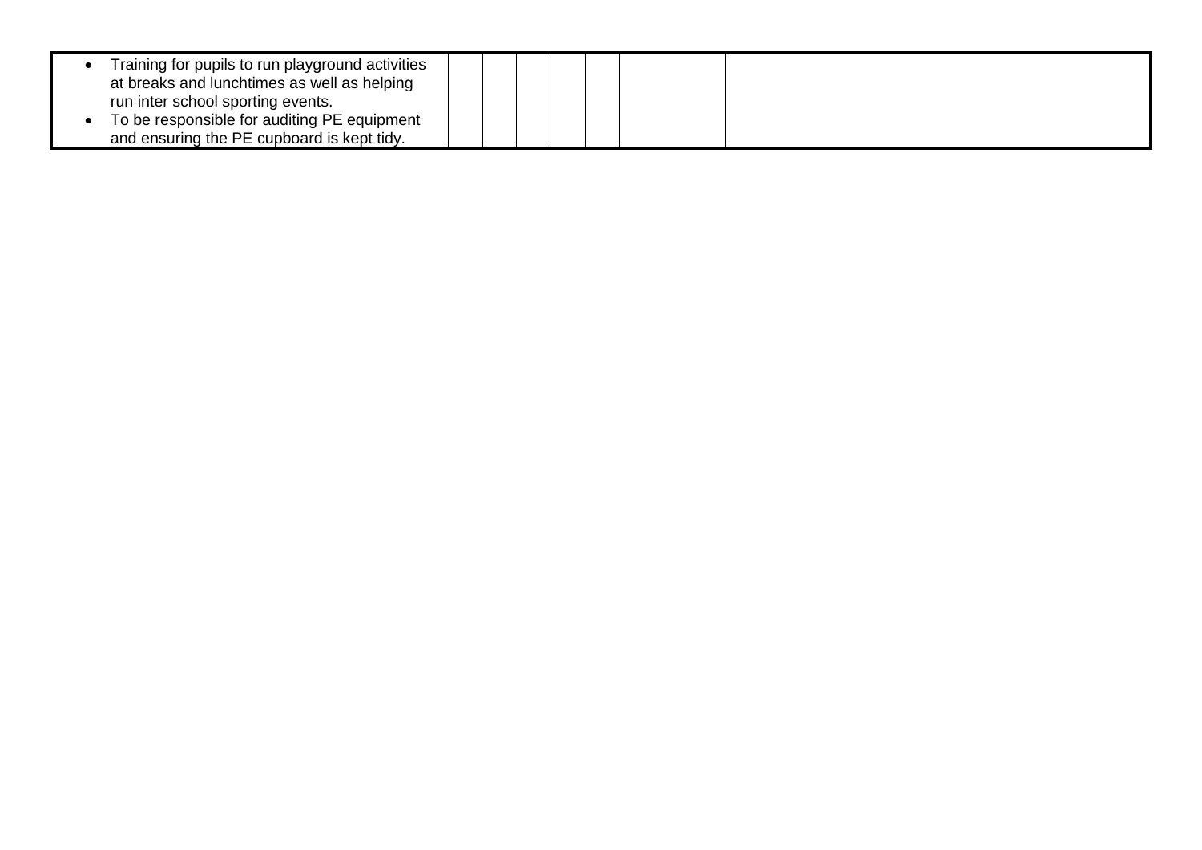| | | | | | | | |
|---|---|---|---|---|---|---|---|
| • Training for pupils to run playground activities at breaks and lunchtimes as well as helping run inter school sporting events.<br>• To be responsible for auditing PE equipment and ensuring the PE cupboard is kept tidy. | | | | | | | |